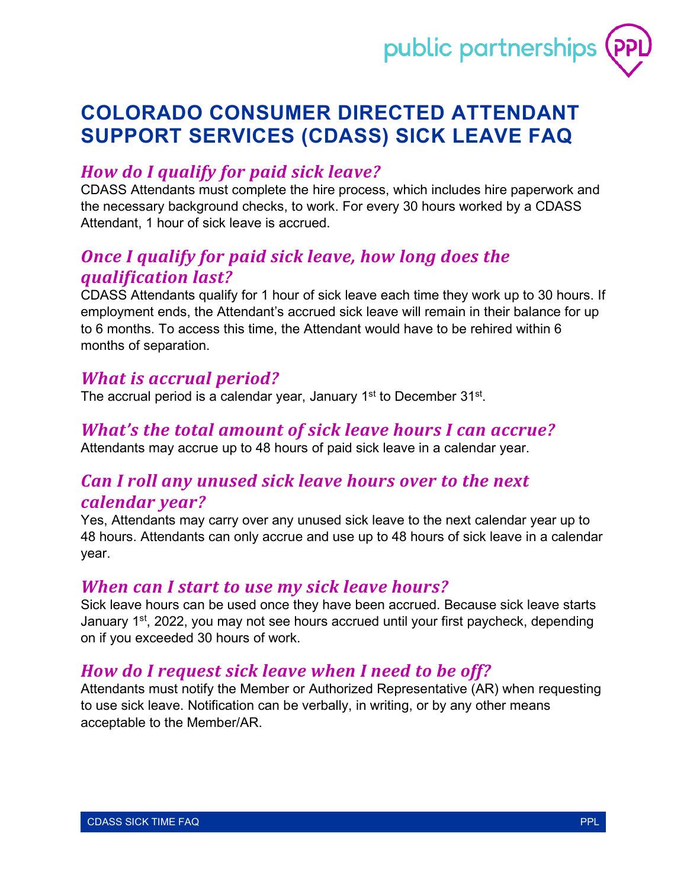# COLORADO CONSUMER DIRECTED ATTENDANT SUPPORT SERVICES (CDASS) SICK LEAVE FAQ

## *How do I qualify for paid sick leave?*

CDASS Attendants must complete the hire process, which includes hire paperwork and the necessary background checks, to work. For every 30 hours worked by a CDASS Attendant, 1 hour of sick leave is accrued.

## *Once I qualify for paid sick leave, how long does the qualification last?*

CDASS Attendants qualify for 1 hour of sick leave each time they work up to 30 hours. If employment ends, the Attendant's accrued sick leave will remain in their balance for up to 6 months. To access this time, the Attendant would have to be rehired within 6 months of separation.

## *What is accrual period?*

The accrual period is a calendar year, January 1st to December 31st.

## *What's the total amount of sick leave hours I can accrue?*

Attendants may accrue up to 48 hours of paid sick leave in a calendar year.

## *Can I roll any unused sick leave hours over to the next calendar year?*

Yes, Attendants may carry over any unused sick leave to the next calendar year up to 48 hours. Attendants can only accrue and use up to 48 hours of sick leave in a calendar year.

## *When can I start to use my sick leave hours?*

Sick leave hours can be used once they have been accrued. Because sick leave starts January 1st, 2022, you may not see hours accrued until your first paycheck, depending on if you exceeded 30 hours of work.

## *How do I request sick leave when I need to be off?*

Attendants must notify the Member or Authorized Representative (AR) when requesting to use sick leave. Notification can be verbally, in writing, or by any other means acceptable to the Member/AR.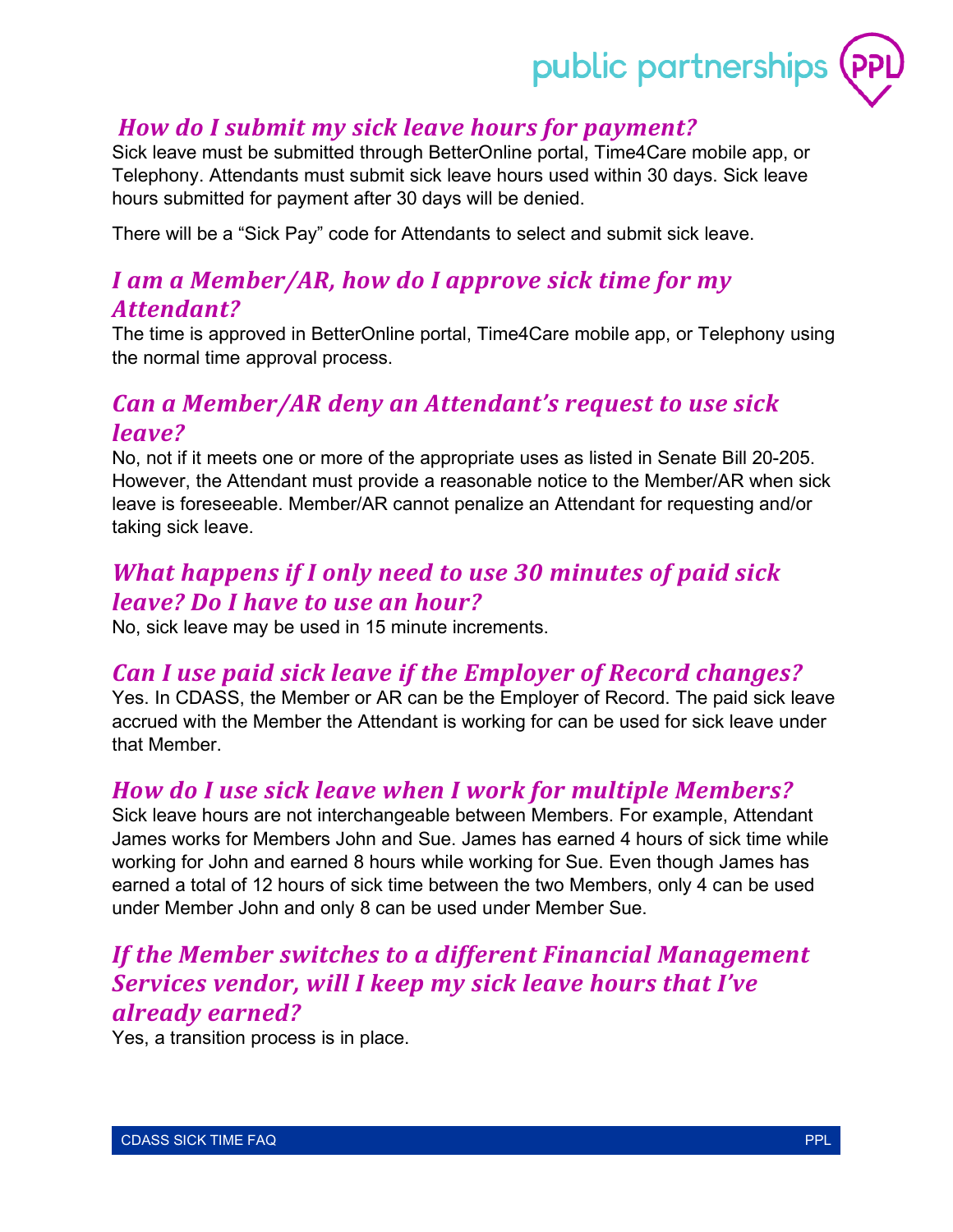## *How do I submit my sick leave hours for payment?*

Sick leave must be submitted through BetterOnline portal, Time4Care mobile app, or Telephony. Attendants must submit sick leave hours used within 30 days. Sick leave hours submitted for payment after 30 days will be denied.

There will be a "Sick Pay" code for Attendants to select and submit sick leave.

## *I am a Member/AR, how do I approve sick time for my Attendant?*

The time is approved in BetterOnline portal, Time4Care mobile app, or Telephony using the normal time approval process.

## *Can a Member/AR deny an Attendant's request to use sick leave?*

No, not if it meets one or more of the appropriate uses as listed in Senate Bill 20-205. However, the Attendant must provide a reasonable notice to the Member/AR when sick leave is foreseeable. Member/AR cannot penalize an Attendant for requesting and/or taking sick leave.

## *What happens if I only need to use 30 minutes of paid sick leave? Do I have to use an hour?*

No, sick leave may be used in 15 minute increments.

## *Can I use paid sick leave if the Employer of Record changes?*

Yes. In CDASS, the Member or AR can be the Employer of Record. The paid sick leave accrued with the Member the Attendant is working for can be used for sick leave under that Member.

## *How do I use sick leave when I work for multiple Members?*

Sick leave hours are not interchangeable between Members. For example, Attendant James works for Members John and Sue. James has earned 4 hours of sick time while working for John and earned 8 hours while working for Sue. Even though James has earned a total of 12 hours of sick time between the two Members, only 4 can be used under Member John and only 8 can be used under Member Sue.

## *If the Member switches to a different Financial Management Services vendor, will I keep my sick leave hours that I've already earned?*

Yes, a transition process is in place.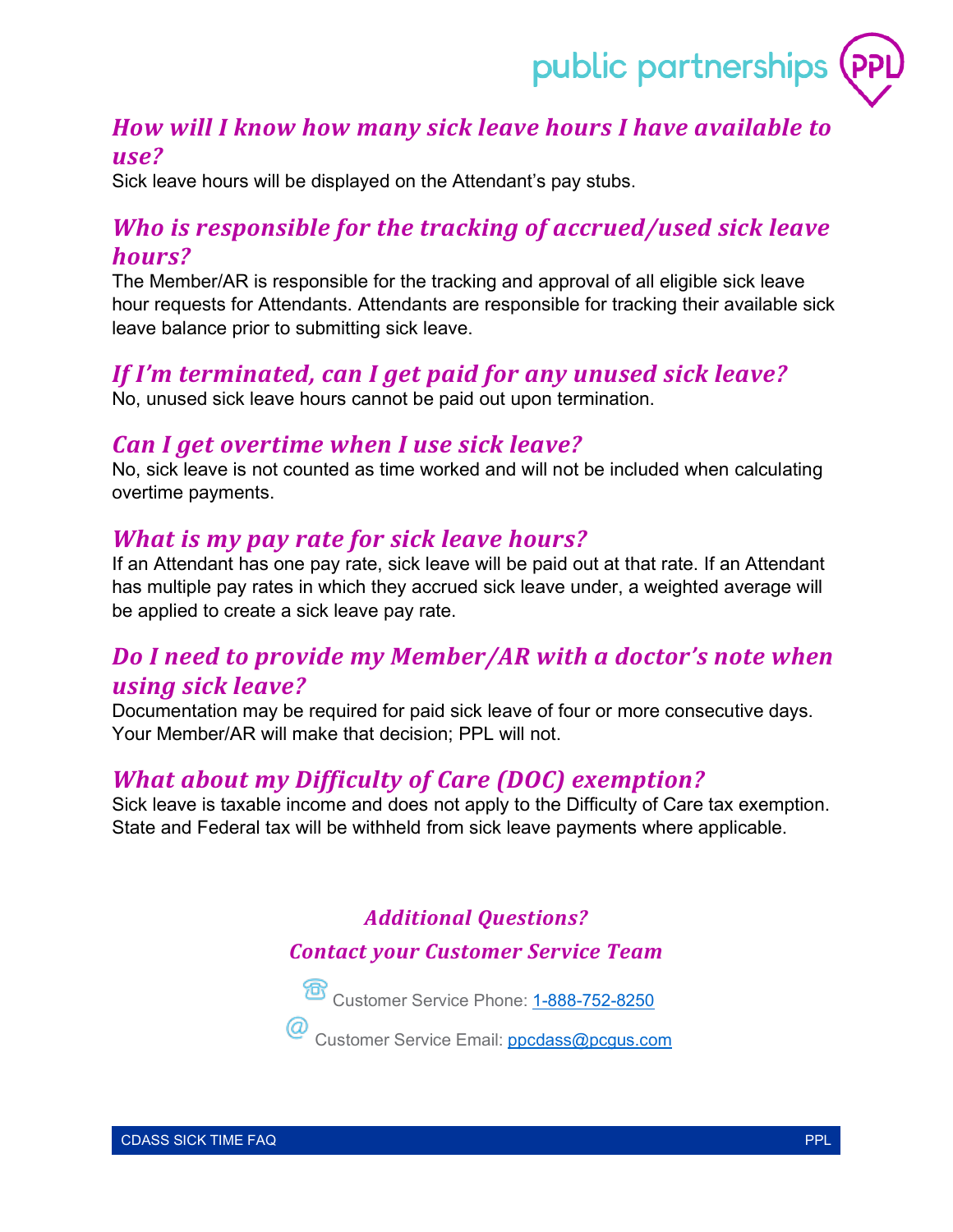## *How will I know how many sick leave hours I have available to use?*

Sick leave hours will be displayed on the Attendant's pay stubs.

## *Who is responsible for the tracking of accrued/used sick leave hours?*

The Member/AR is responsible for the tracking and approval of all eligible sick leave hour requests for Attendants. Attendants are responsible for tracking their available sick leave balance prior to submitting sick leave.

## *If I'm terminated, can I get paid for any unused sick leave?*

No, unused sick leave hours cannot be paid out upon termination.

## *Can I get overtime when I use sick leave?*

No, sick leave is not counted as time worked and will not be included when calculating overtime payments.

## *What is my pay rate for sick leave hours?*

If an Attendant has one pay rate, sick leave will be paid out at that rate. If an Attendant has multiple pay rates in which they accrued sick leave under, a weighted average will be applied to create a sick leave pay rate.

## *Do I need to provide my Member/AR with a doctor's note when using sick leave?*

Documentation may be required for paid sick leave of four or more consecutive days. Your Member/AR will make that decision; PPL will not.

## *What about my Difficulty of Care (DOC) exemption?*

Sick leave is taxable income and does not apply to the Difficulty of Care tax exemption. State and Federal tax will be withheld from sick leave payments where applicable.

### *Additional Questions?*

### *Contact your Customer Service Team*

Customer Service Phone: 1-888-752-8250

Customer Service Email: ppcdass@pcgus.com